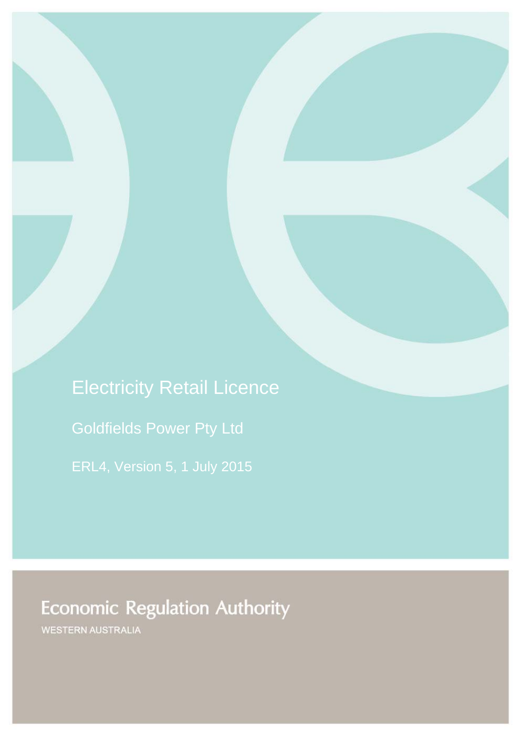# Electricity Retail Licence

## Goldfields Power Pty Ltd

ERL4, Version 5, 1 July 2015

Economic Regulation Authority

WESTERN AUSTRALIA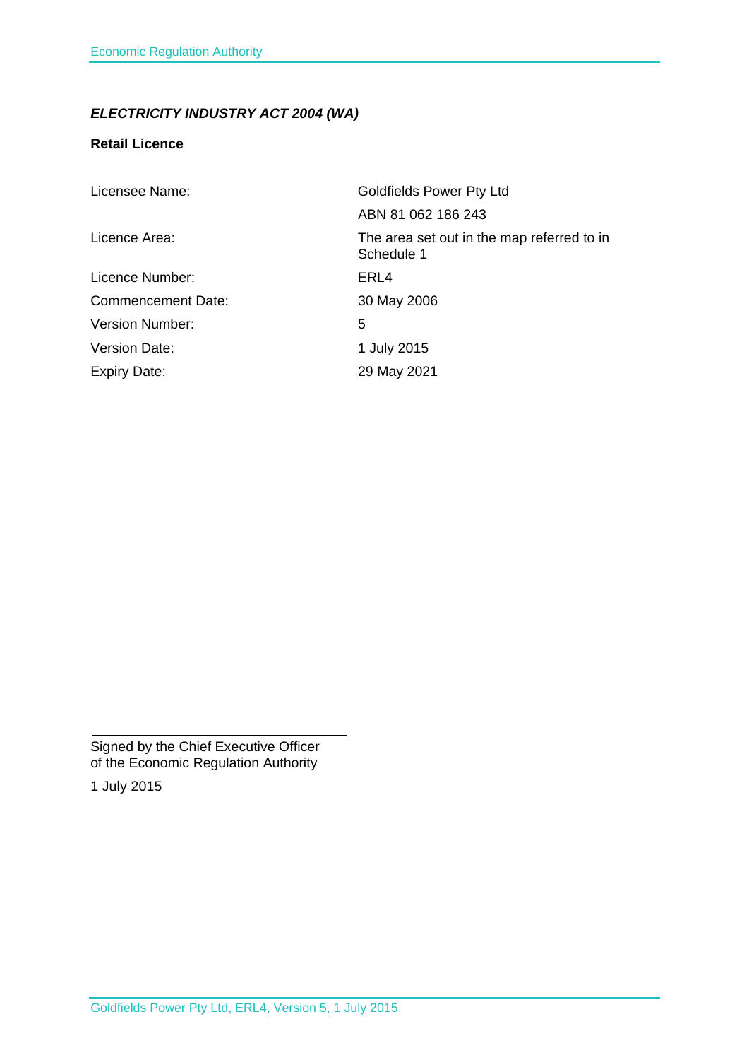*ELECTRICITY INDUSTRY ACT 2004 (WA)*

**Retail Licence**

| | |
|---|---|
| Licensee Name: | Goldfields Power Pty Ltd |
| | ABN 81 062 186 243 |
| Licence Area: | The area set out in the map referred to in Schedule 1 |
| Licence Number: | ERL4 |
| Commencement Date: | 30 May 2006 |
| Version Number: | 5 |
| Version Date: | 1 July 2015 |
| Expiry Date: | 29 May 2021 |

Signed by the Chief Executive Officer
of the Economic Regulation Authority

1 July 2015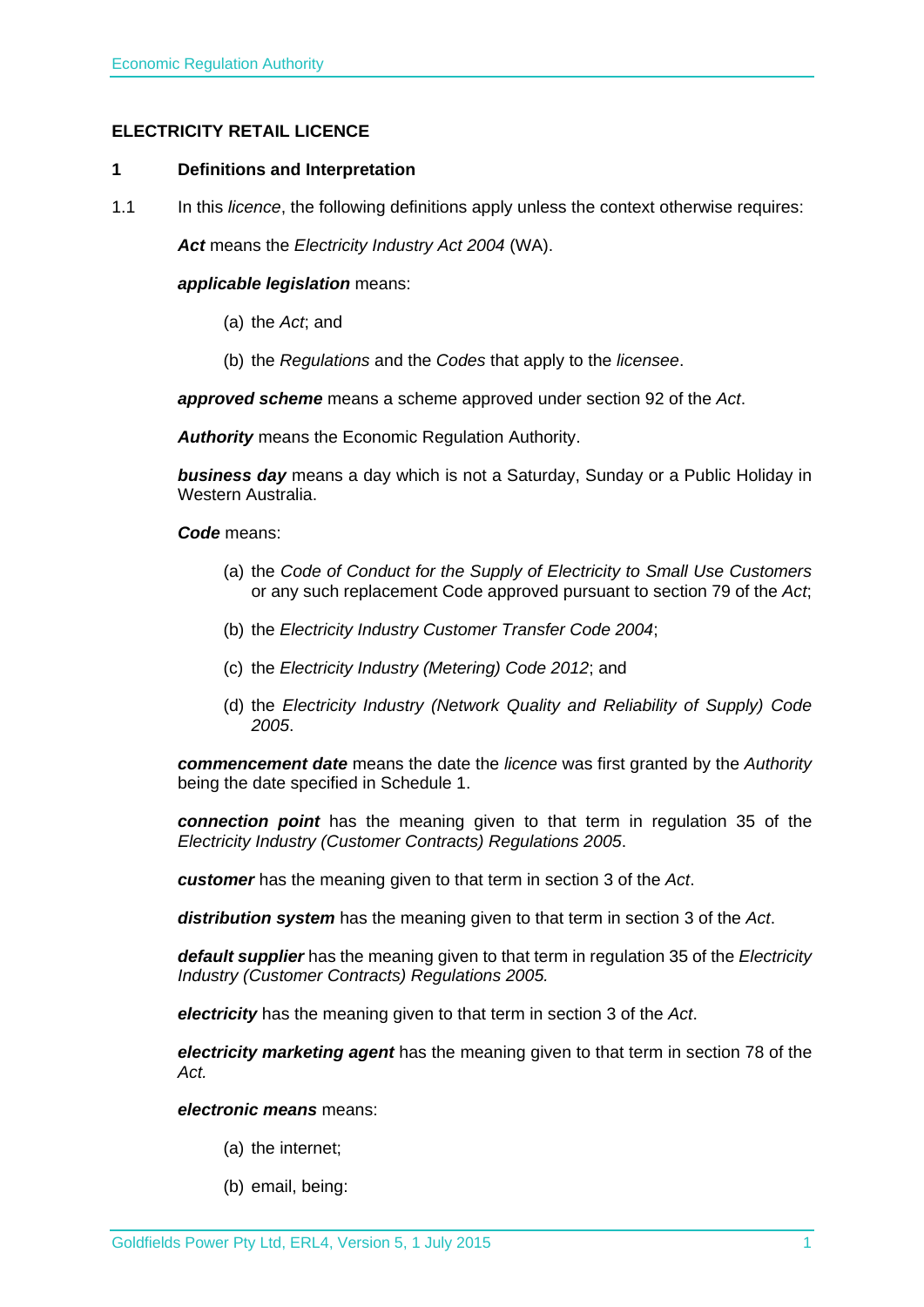## ELECTRICITY RETAIL LICENCE

### 1 Definitions and Interpretation

1.1 In this *licence*, the following definitions apply unless the context otherwise requires:

***Act*** means the *Electricity Industry Act 2004* (WA).

***applicable legislation*** means:

(a) the *Act*; and

(b) the *Regulations* and the *Codes* that apply to the *licensee*.

***approved scheme*** means a scheme approved under section 92 of the *Act*.

***Authority*** means the Economic Regulation Authority.

***business day*** means a day which is not a Saturday, Sunday or a Public Holiday in Western Australia.

***Code*** means:

(a) the *Code of Conduct for the Supply of Electricity to Small Use Customers* or any such replacement Code approved pursuant to section 79 of the *Act*;

(b) the *Electricity Industry Customer Transfer Code 2004*;

(c) the *Electricity Industry (Metering) Code 2012*; and

(d) the *Electricity Industry (Network Quality and Reliability of Supply) Code 2005*.

***commencement date*** means the date the *licence* was first granted by the *Authority* being the date specified in Schedule 1.

***connection point*** has the meaning given to that term in regulation 35 of the *Electricity Industry (Customer Contracts) Regulations 2005*.

***customer*** has the meaning given to that term in section 3 of the *Act*.

***distribution system*** has the meaning given to that term in section 3 of the *Act*.

***default supplier*** has the meaning given to that term in regulation 35 of the *Electricity Industry (Customer Contracts) Regulations 2005.*

***electricity*** has the meaning given to that term in section 3 of the *Act*.

***electricity marketing agent*** has the meaning given to that term in section 78 of the *Act.*

***electronic means*** means:

(a) the internet;

(b) email, being: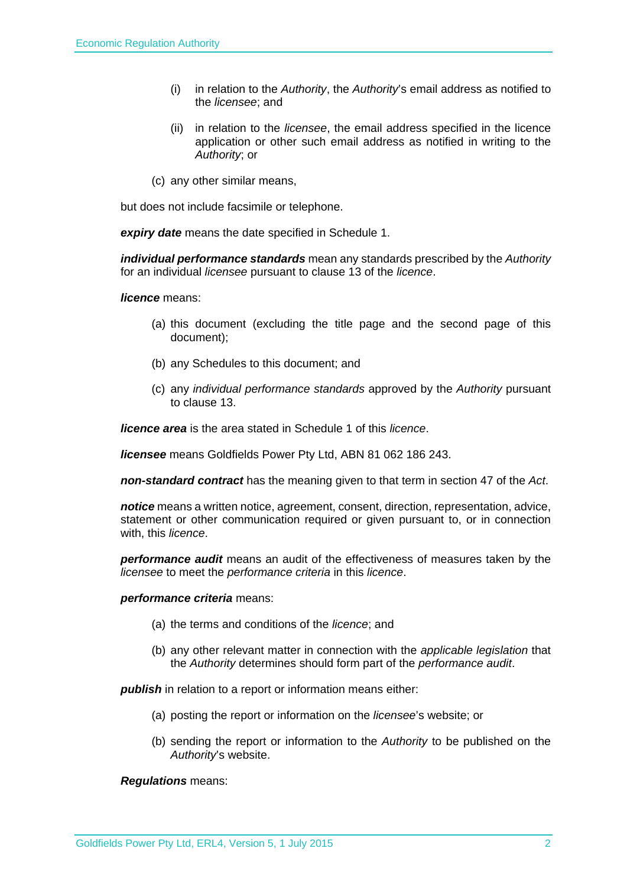(i) in relation to the *Authority*, the *Authority*'s email address as notified to the *licensee*; and

(ii) in relation to the *licensee*, the email address specified in the licence application or other such email address as notified in writing to the *Authority*; or

(c) any other similar means,

but does not include facsimile or telephone.

***expiry date*** means the date specified in Schedule 1.

***individual performance standards*** mean any standards prescribed by the *Authority* for an individual *licensee* pursuant to clause 13 of the *licence*.

***licence*** means:

(a) this document (excluding the title page and the second page of this document);

(b) any Schedules to this document; and

(c) any *individual performance standards* approved by the *Authority* pursuant to clause 13.

***licence area*** is the area stated in Schedule 1 of this *licence*.

***licensee*** means Goldfields Power Pty Ltd, ABN 81 062 186 243.

***non-standard contract*** has the meaning given to that term in section 47 of the *Act*.

***notice*** means a written notice, agreement, consent, direction, representation, advice, statement or other communication required or given pursuant to, or in connection with, this *licence*.

***performance audit*** means an audit of the effectiveness of measures taken by the *licensee* to meet the *performance criteria* in this *licence*.

***performance criteria*** means:

(a) the terms and conditions of the *licence*; and

(b) any other relevant matter in connection with the *applicable legislation* that the *Authority* determines should form part of the *performance audit*.

***publish*** in relation to a report or information means either:

(a) posting the report or information on the *licensee*'s website; or

(b) sending the report or information to the *Authority* to be published on the *Authority*'s website.

***Regulations*** means: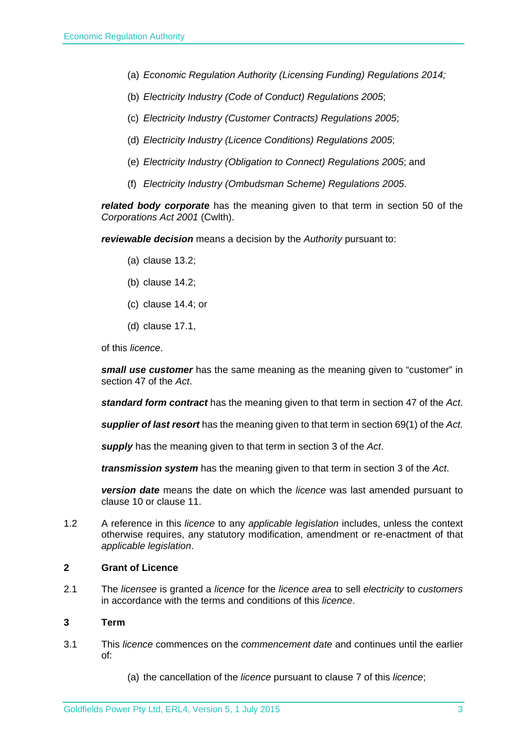(a) *Economic Regulation Authority (Licensing Funding) Regulations 2014;*

(b) *Electricity Industry (Code of Conduct) Regulations 2005*;

(c) *Electricity Industry (Customer Contracts) Regulations 2005*;

(d) *Electricity Industry (Licence Conditions) Regulations 2005*;

(e) *Electricity Industry (Obligation to Connect) Regulations 2005*; and

(f) *Electricity Industry (Ombudsman Scheme) Regulations 2005*.

***related body corporate*** has the meaning given to that term in section 50 of the *Corporations Act 2001* (Cwlth).

***reviewable decision*** means a decision by the *Authority* pursuant to:

(a) clause 13.2;

(b) clause 14.2;

(c) clause 14.4; or

(d) clause 17.1,

of this *licence*.

***small use customer*** has the same meaning as the meaning given to "customer" in section 47 of the *Act*.

***standard form contract*** has the meaning given to that term in section 47 of the *Act*.

***supplier of last resort*** has the meaning given to that term in section 69(1) of the *Act*.

***supply*** has the meaning given to that term in section 3 of the *Act*.

***transmission system*** has the meaning given to that term in section 3 of the *Act*.

***version date*** means the date on which the *licence* was last amended pursuant to clause 10 or clause 11.

1.2 A reference in this *licence* to any *applicable legislation* includes, unless the context otherwise requires, any statutory modification, amendment or re-enactment of that *applicable legislation*.

## 2 Grant of Licence

2.1 The *licensee* is granted a *licence* for the *licence area* to sell *electricity* to *customers* in accordance with the terms and conditions of this *licence*.

## 3 Term

3.1 This *licence* commences on the *commencement date* and continues until the earlier of:

(a) the cancellation of the *licence* pursuant to clause 7 of this *licence*;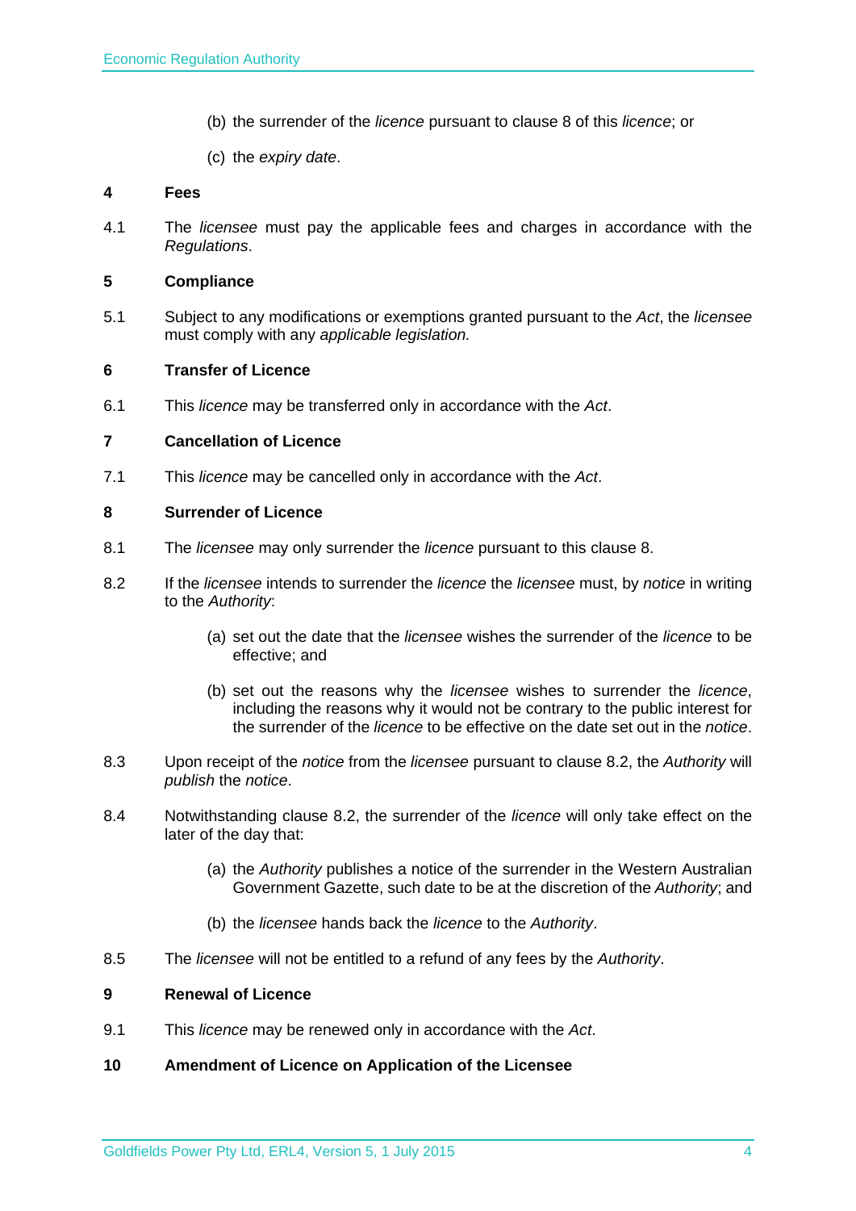(b) the surrender of the *licence* pursuant to clause 8 of this *licence*; or

(c) the *expiry date*.

## 4 Fees

4.1 The *licensee* must pay the applicable fees and charges in accordance with the *Regulations*.

## 5 Compliance

5.1 Subject to any modifications or exemptions granted pursuant to the *Act*, the *licensee* must comply with any *applicable legislation.*

## 6 Transfer of Licence

6.1 This *licence* may be transferred only in accordance with the *Act*.

## 7 Cancellation of Licence

7.1 This *licence* may be cancelled only in accordance with the *Act*.

## 8 Surrender of Licence

8.1 The *licensee* may only surrender the *licence* pursuant to this clause 8.

8.2 If the *licensee* intends to surrender the *licence* the *licensee* must, by *notice* in writing to the *Authority*:

(a) set out the date that the *licensee* wishes the surrender of the *licence* to be effective; and

(b) set out the reasons why the *licensee* wishes to surrender the *licence*, including the reasons why it would not be contrary to the public interest for the surrender of the *licence* to be effective on the date set out in the *notice*.

8.3 Upon receipt of the *notice* from the *licensee* pursuant to clause 8.2, the *Authority* will *publish* the *notice*.

8.4 Notwithstanding clause 8.2, the surrender of the *licence* will only take effect on the later of the day that:

(a) the *Authority* publishes a notice of the surrender in the Western Australian Government Gazette, such date to be at the discretion of the *Authority*; and

(b) the *licensee* hands back the *licence* to the *Authority*.

8.5 The *licensee* will not be entitled to a refund of any fees by the *Authority*.

## 9 Renewal of Licence

9.1 This *licence* may be renewed only in accordance with the *Act*.

## 10 Amendment of Licence on Application of the Licensee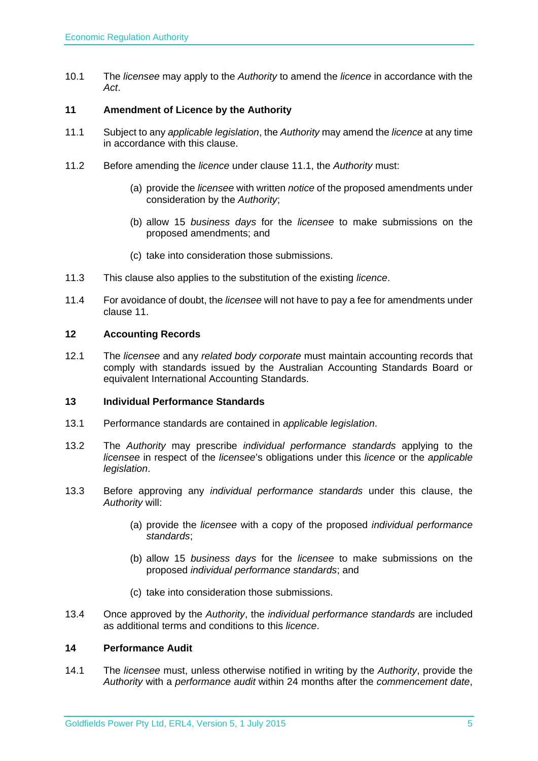10.1 The *licensee* may apply to the *Authority* to amend the *licence* in accordance with the *Act*.

## 11 Amendment of Licence by the Authority

11.1 Subject to any *applicable legislation*, the *Authority* may amend the *licence* at any time in accordance with this clause.

11.2 Before amending the *licence* under clause 11.1, the *Authority* must:

(a) provide the *licensee* with written *notice* of the proposed amendments under consideration by the *Authority*;

(b) allow 15 *business days* for the *licensee* to make submissions on the proposed amendments; and

(c) take into consideration those submissions.

11.3 This clause also applies to the substitution of the existing *licence*.

11.4 For avoidance of doubt, the *licensee* will not have to pay a fee for amendments under clause 11.

## 12 Accounting Records

12.1 The *licensee* and any *related body corporate* must maintain accounting records that comply with standards issued by the Australian Accounting Standards Board or equivalent International Accounting Standards.

## 13 Individual Performance Standards

13.1 Performance standards are contained in *applicable legislation*.

13.2 The *Authority* may prescribe *individual performance standards* applying to the *licensee* in respect of the *licensee*'s obligations under this *licence* or the *applicable legislation*.

13.3 Before approving any *individual performance standards* under this clause, the *Authority* will:

(a) provide the *licensee* with a copy of the proposed *individual performance standards*;

(b) allow 15 *business days* for the *licensee* to make submissions on the proposed *individual performance standards*; and

(c) take into consideration those submissions.

13.4 Once approved by the *Authority*, the *individual performance standards* are included as additional terms and conditions to this *licence*.

## 14 Performance Audit

14.1 The *licensee* must, unless otherwise notified in writing by the *Authority*, provide the *Authority* with a *performance audit* within 24 months after the *commencement date*,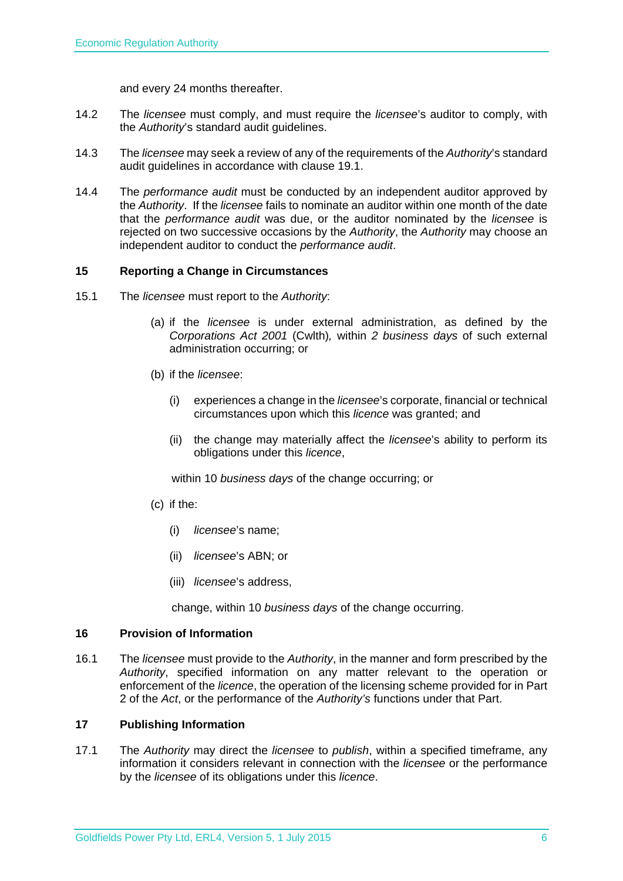and every 24 months thereafter.

14.2 The *licensee* must comply, and must require the *licensee*'s auditor to comply, with the *Authority*'s standard audit guidelines.

14.3 The *licensee* may seek a review of any of the requirements of the *Authority*'s standard audit guidelines in accordance with clause 19.1.

14.4 The *performance audit* must be conducted by an independent auditor approved by the *Authority*. If the *licensee* fails to nominate an auditor within one month of the date that the *performance audit* was due, or the auditor nominated by the *licensee* is rejected on two successive occasions by the *Authority*, the *Authority* may choose an independent auditor to conduct the *performance audit*.

## 15 Reporting a Change in Circumstances

15.1 The *licensee* must report to the *Authority*:

(a) if the *licensee* is under external administration, as defined by the *Corporations Act 2001* (Cwlth), within *2 business days* of such external administration occurring; or

(b) if the *licensee*:

(i) experiences a change in the *licensee*'s corporate, financial or technical circumstances upon which this *licence* was granted; and

(ii) the change may materially affect the *licensee*'s ability to perform its obligations under this *licence*,

within 10 *business days* of the change occurring; or

(c) if the:

(i) *licensee*'s name;

(ii) *licensee*'s ABN; or

(iii) *licensee*'s address,

change, within 10 *business days* of the change occurring.

## 16 Provision of Information

16.1 The *licensee* must provide to the *Authority*, in the manner and form prescribed by the *Authority*, specified information on any matter relevant to the operation or enforcement of the *licence*, the operation of the licensing scheme provided for in Part 2 of the *Act*, or the performance of the *Authority's* functions under that Part.

## 17 Publishing Information

17.1 The *Authority* may direct the *licensee* to *publish*, within a specified timeframe, any information it considers relevant in connection with the *licensee* or the performance by the *licensee* of its obligations under this *licence*.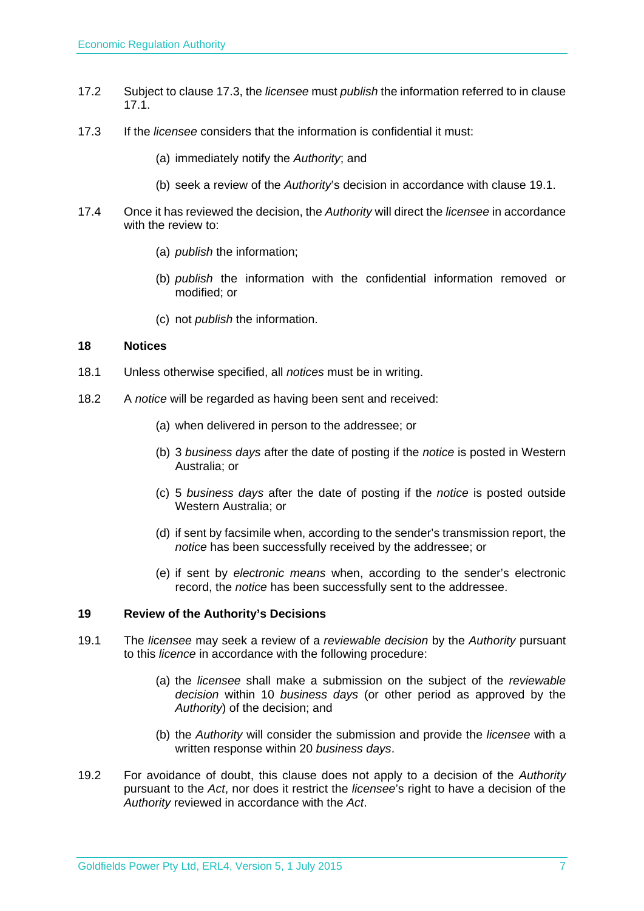17.2 Subject to clause 17.3, the *licensee* must *publish* the information referred to in clause 17.1.

17.3 If the *licensee* considers that the information is confidential it must:

(a) immediately notify the *Authority*; and

(b) seek a review of the *Authority*'s decision in accordance with clause 19.1.

17.4 Once it has reviewed the decision, the *Authority* will direct the *licensee* in accordance with the review to:

(a) *publish* the information;

(b) *publish* the information with the confidential information removed or modified; or

(c) not *publish* the information.

**18 Notices**

18.1 Unless otherwise specified, all *notices* must be in writing.

18.2 A *notice* will be regarded as having been sent and received:

(a) when delivered in person to the addressee; or

(b) 3 *business days* after the date of posting if the *notice* is posted in Western Australia; or

(c) 5 *business days* after the date of posting if the *notice* is posted outside Western Australia; or

(d) if sent by facsimile when, according to the sender's transmission report, the *notice* has been successfully received by the addressee; or

(e) if sent by *electronic means* when, according to the sender's electronic record, the *notice* has been successfully sent to the addressee.

**19 Review of the Authority's Decisions**

19.1 The *licensee* may seek a review of a *reviewable decision* by the *Authority* pursuant to this *licence* in accordance with the following procedure:

(a) the *licensee* shall make a submission on the subject of the *reviewable decision* within 10 *business days* (or other period as approved by the *Authority*) of the decision; and

(b) the *Authority* will consider the submission and provide the *licensee* with a written response within 20 *business days*.

19.2 For avoidance of doubt, this clause does not apply to a decision of the *Authority* pursuant to the *Act*, nor does it restrict the *licensee*'s right to have a decision of the *Authority* reviewed in accordance with the *Act*.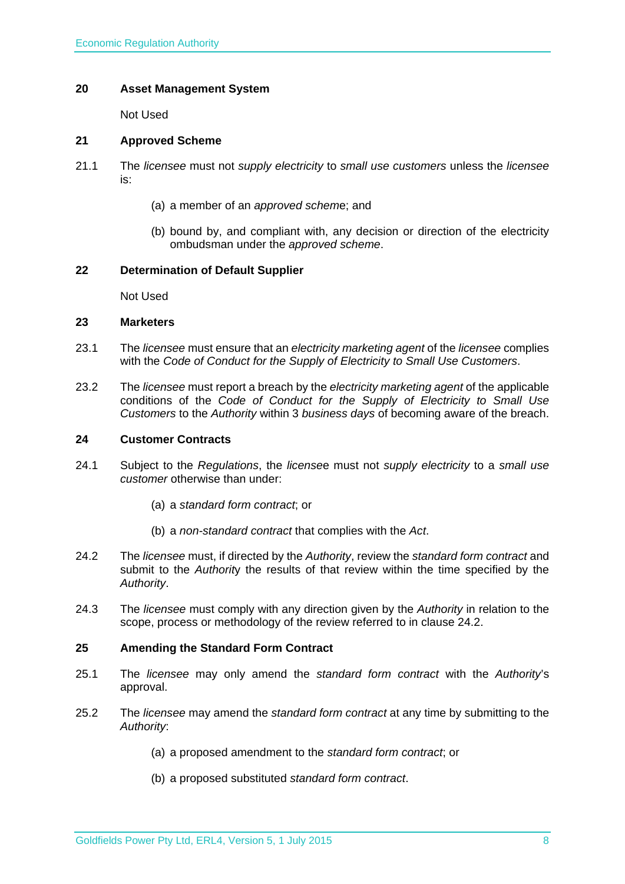## 20 Asset Management System

Not Used

## 21 Approved Scheme

21.1 The *licensee* must not *supply electricity* to *small use customers* unless the *licensee* is:

(a) a member of an *approved scheme*; and

(b) bound by, and compliant with, any decision or direction of the electricity ombudsman under the *approved scheme*.

## 22 Determination of Default Supplier

Not Used

## 23 Marketers

23.1 The *licensee* must ensure that an *electricity marketing agent* of the *licensee* complies with the *Code of Conduct for the Supply of Electricity to Small Use Customers*.

23.2 The *licensee* must report a breach by the *electricity marketing agent* of the applicable conditions of the *Code of Conduct for the Supply of Electricity to Small Use Customers* to the *Authority* within 3 *business days* of becoming aware of the breach.

## 24 Customer Contracts

24.1 Subject to the *Regulations*, the *licensee* must not *supply electricity* to a *small use customer* otherwise than under:

(a) a *standard form contract*; or

(b) a *non-standard contract* that complies with the *Act*.

24.2 The *licensee* must, if directed by the *Authority*, review the *standard form contract* and submit to the *Authority* the results of that review within the time specified by the *Authority*.

24.3 The *licensee* must comply with any direction given by the *Authority* in relation to the scope, process or methodology of the review referred to in clause 24.2.

## 25 Amending the Standard Form Contract

25.1 The *licensee* may only amend the *standard form contract* with the *Authority*'s approval.

25.2 The *licensee* may amend the *standard form contract* at any time by submitting to the *Authority*:

(a) a proposed amendment to the *standard form contract*; or

(b) a proposed substituted *standard form contract*.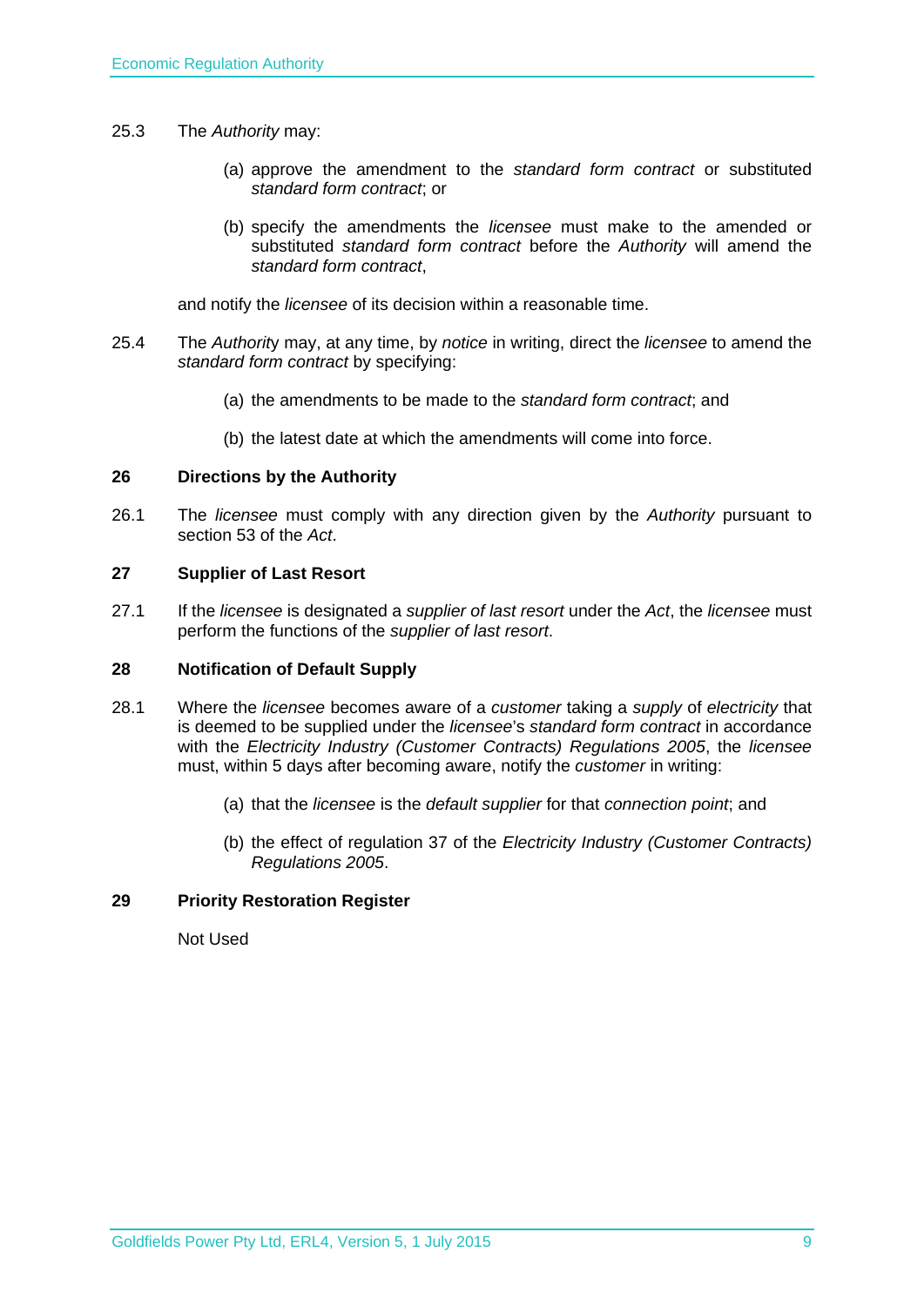25.3 The *Authority* may:

(a) approve the amendment to the *standard form contract* or substituted *standard form contract*; or

(b) specify the amendments the *licensee* must make to the amended or substituted *standard form contract* before the *Authority* will amend the *standard form contract*,

and notify the *licensee* of its decision within a reasonable time.

25.4 The *Authority* may, at any time, by *notice* in writing, direct the *licensee* to amend the *standard form contract* by specifying:

(a) the amendments to be made to the *standard form contract*; and

(b) the latest date at which the amendments will come into force.

### 26 Directions by the Authority

26.1 The *licensee* must comply with any direction given by the *Authority* pursuant to section 53 of the *Act*.

### 27 Supplier of Last Resort

27.1 If the *licensee* is designated a *supplier of last resort* under the *Act*, the *licensee* must perform the functions of the *supplier of last resort*.

### 28 Notification of Default Supply

28.1 Where the *licensee* becomes aware of a *customer* taking a *supply* of *electricity* that is deemed to be supplied under the *licensee*'s *standard form contract* in accordance with the *Electricity Industry (Customer Contracts) Regulations 2005*, the *licensee* must, within 5 days after becoming aware, notify the *customer* in writing:

(a) that the *licensee* is the *default supplier* for that *connection point*; and

(b) the effect of regulation 37 of the *Electricity Industry (Customer Contracts) Regulations 2005*.

### 29 Priority Restoration Register

Not Used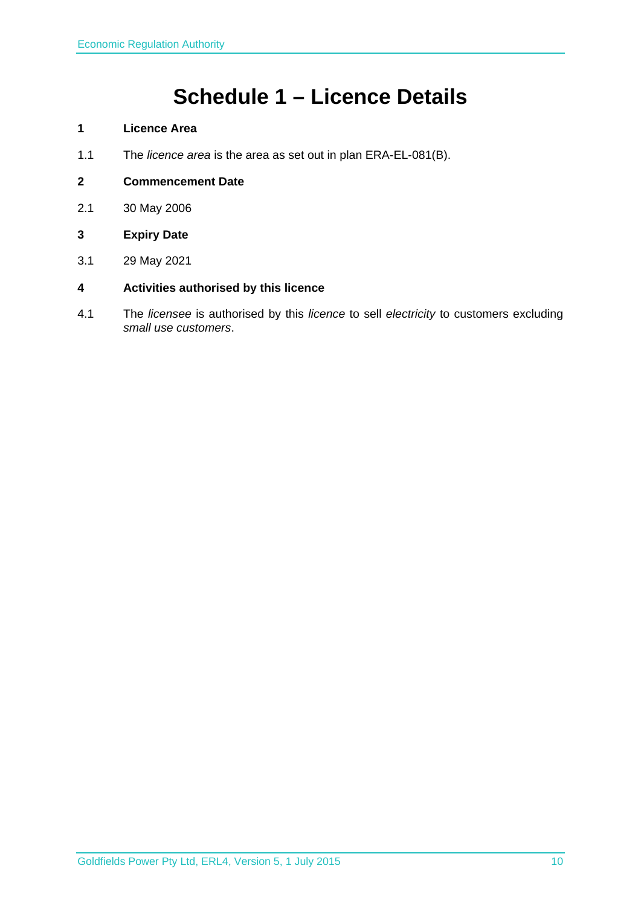# Schedule 1 – Licence Details

**1 Licence Area**

1.1 The *licence area* is the area as set out in plan ERA-EL-081(B).

**2 Commencement Date**

2.1 30 May 2006

**3 Expiry Date**

3.1 29 May 2021

**4 Activities authorised by this licence**

4.1 The *licensee* is authorised by this *licence* to sell *electricity* to customers excluding *small use customers*.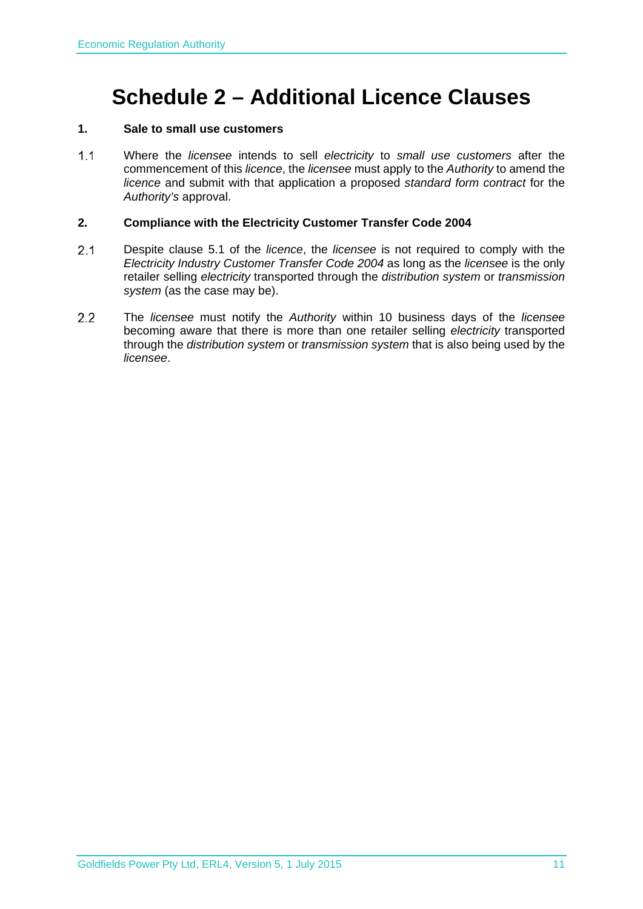# Schedule 2 – Additional Licence Clauses

**1. Sale to small use customers**

1.1 Where the *licensee* intends to sell *electricity* to *small use customers* after the commencement of this *licence*, the *licensee* must apply to the *Authority* to amend the *licence* and submit with that application a proposed *standard form contract* for the *Authority's* approval.

**2. Compliance with the Electricity Customer Transfer Code 2004**

2.1 Despite clause 5.1 of the *licence*, the *licensee* is not required to comply with the *Electricity Industry Customer Transfer Code 2004* as long as the *licensee* is the only retailer selling *electricity* transported through the *distribution system* or *transmission system* (as the case may be).

2.2 The *licensee* must notify the *Authority* within 10 business days of the *licensee* becoming aware that there is more than one retailer selling *electricity* transported through the *distribution system* or *transmission system* that is also being used by the *licensee*.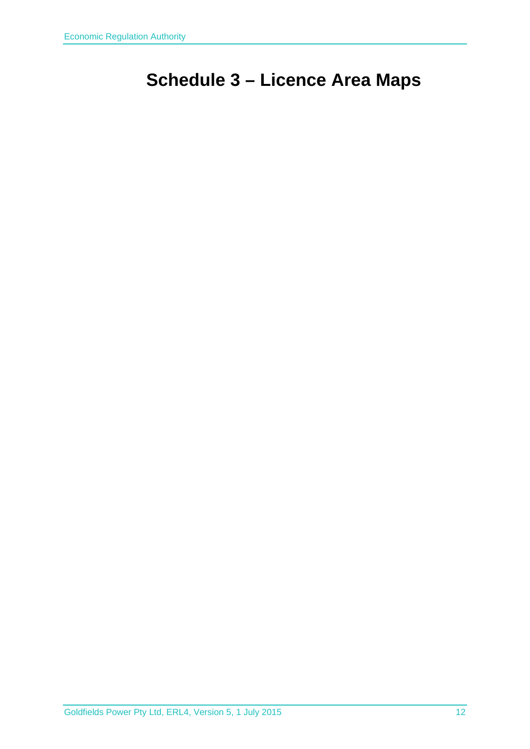# Schedule 3 – Licence Area Maps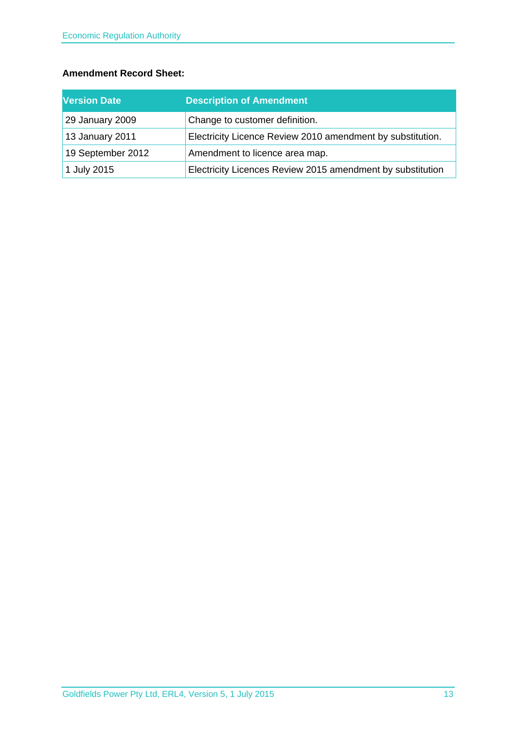**Amendment Record Sheet:**

| Version Date | Description of Amendment |
|---|---|
| 29 January 2009 | Change to customer definition. |
| 13 January 2011 | Electricity Licence Review 2010 amendment by substitution. |
| 19 September 2012 | Amendment to licence area map. |
| 1 July 2015 | Electricity Licences Review 2015 amendment by substitution |